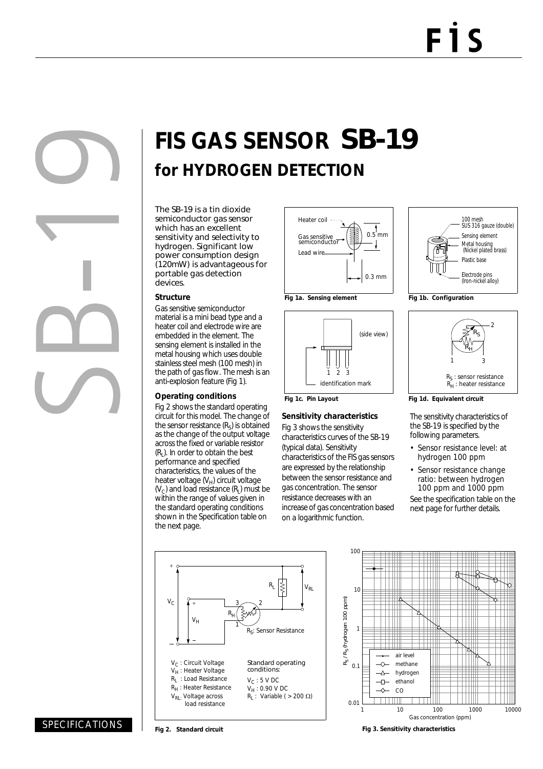# FIS GAS SENSOR SB-19

## for HYDROGEN DETECTION

The SB-19 is a tin dioxide semiconductor gas sensor which has an excellent sensitivity and selectivity to hydrogen. Significant low power consumption design (120mW) is advantageous for portable gas detection devices.

### Structure

Gas sensitive semiconductor material is a mini bead type and a heater coil and electrode wire are embedded in the element. The sensing element is installed in the metal housing which uses double stainless steel mesh (100 mesh) in the path of gas flow. The mesh is an anti-explosion feature (Fig 1).

### Operating conditions

Fig 2 shows the standard operating circuit for this model. The change of the sensor resistance ($R_S$) is obtained as the change of the output voltage across the fixed or variable resistor ($R_L$). In order to obtain the best performance and specified characteristics, the values of the heater voltage ($V_H$) circuit voltage ($V_C$) and load resistance ($R_L$) must be within the range of values given in the standard operating conditions shown in the Specification table on the next page.

Heater coil
Gas sensitive semiconductor
Lead wire
0.5 mm
0.3 mm

**Fig 1a. Sensing element**

100 mesh SUS 316 gauze (double)
Sensing element
Metal housing (Nickel plated brass)
Plastic base
Electrode pins (Iron-nickel alloy)

**Fig 1b. Configuration**

(side view)
1 2 3
identification mark

**Fig 1c. Pin Layout**

$R_S$ : sensor resistance
$R_H$ : heater resistance

**Fig 1d. Equivalent circuit**

### Sensitivity characteristics

Fig 3 shows the sensitivity characteristics curves of the SB-19 (typical data). Sensitivity characteristics of the FIS gas sensors are expressed by the relationship between the sensor resistance and gas concentration. The sensor resistance decreases with an increase of gas concentration based on a logarithmic function.

The sensitivity characteristics of the SB-19 is specified by the following parameters.

- Sensor resistance level: at hydrogen 100 ppm
- Sensor resistance change ratio: between hydrogen 100 ppm and 1000 ppm

See the specification table on the next page for further details.

$V_C$ : Circuit Voltage
$V_H$ : Heater Voltage
$R_L$ : Load Resistance
$R_H$ : Heater Resistance
$V_{RL}$: Voltage across load resistance
$R_S$: Sensor Resistance

Standard operating conditions:
$V_C$ : 5 V DC
$V_H$ : 0.90 V DC
$R_L$ : Variable ( > 200 Ω)

**Fig 2. Standard circuit**

$R_S$ / $R_S$ (hydrogen 100 ppm) vs. Gas concentration (ppm): air level, methane, hydrogen, ethanol, CO

**Fig 3. Sensitivity characteristics**

SPECIFICATIONS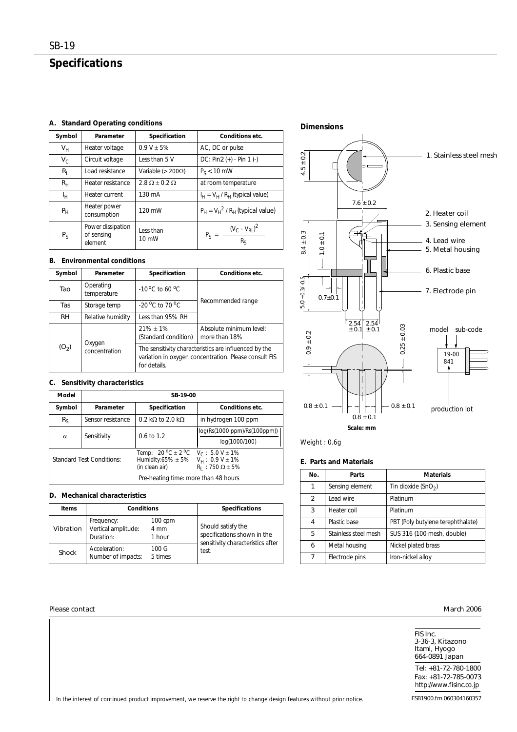SB-19

# Specifications

### A. Standard Operating conditions

| Symbol | Parameter | Specification | Conditions etc. |
|---|---|---|---|
| $V_H$ | Heater voltage | 0.9 V ± 5% | AC, DC or pulse |
| $V_C$ | Circuit voltage | Less than 5 V | DC: Pin2 (+) - Pin 1 (-) |
| $R_L$ | Load resistance | Variable (> 200Ω) | $P_S$ < 10 mW |
| $R_H$ | Heater resistance | 2.8 Ω ± 0.2 Ω | at room temperature |
| $I_H$ | Heater current | 130 mA | $I_H = V_H / R_H$ (typical value) |
| $P_H$ | Heater power consumption | 120 mW | $P_H = V_H^2 / R_H$ (typical value) |
| $P_S$ | Power dissipation of sensing element | Less than 10 mW | $P_S = \frac{(V_C - V_{RL})^2}{R_S}$ |

### B. Environmental conditions

| Symbol | Parameter | Specification | Conditions etc. |
|---|---|---|---|
| Tao | Operating temperature | -10 °C to 60 °C | Recommended range |
| Tas | Storage temp | -20 °C to 70 °C | Recommended range |
| RH | Relative humidity | Less than 95% RH | |
| $(O_2)$ | Oxygen concentration | 21% ± 1% (Standard condition) | Absolute minimum level: more than 18% |
| | | The sensitivity characteristics are influenced by the variation in oxygen concentration. Please consult FIS for details. | |

### C. Sensitivity characteristics

| Model | SB-19-00 | | |
|---|---|---|---|
| Symbol | Parameter | Specification | Conditions etc. |
| $R_S$ | Sensor resistance | 0.2 kΩ to 2.0 kΩ | in hydrogen 100 ppm |
| α | Sensitivity | 0.6 to 1.2 | log(Rs(1000 ppm)/Rs(100ppm)) / log(1000/100) |
| Standard Test Conditions: | Temp: 20 °C ± 2 °C; Humidity:65% ± 5%; (in clean air) | $V_C$ : 5.0 V ± 1%; $V_H$ : 0.9 V ± 1%; $R_L$ : 750 Ω ± 5% | |
| | Pre-heating time: more than 48 hours | | |

### D. Mechanical characteristics

| Items | Conditions | | Specifications |
|---|---|---|---|
| Vibration | Frequency: / Vertical amplitude: / Duration: | 100 cpm / 4 mm / 1 hour | Should satisfy the specifications shown in the sensitivity characteristics after test. |
| Shock | Acceleration: / Number of impacts: | 100 G / 5 times | Should satisfy the specifications shown in the sensitivity characteristics after test. |

### Dimensions

4.5 ± 0.2
7.6 ± 0.2
8.4 ± 0.3
1.0 ± 0.1
5.0 +0.3/-0.5
0.7±0.1
2.54 ± 0.1
2.54 ± 0.1
0.9 ± 0.2
0.25 ± 0.03
0.8 ± 0.1
0.8 ± 0.1
0.8 ± 0.1

1. Stainless steel mesh
2. Heater coil
3. Sensing element
4. Lead wire
5. Metal housing
6. Plastic base
7. Electrode pin

model sub-code
19-00
841
production lot

Scale: mm

Weight : 0.6g

### E. Parts and Materials

| No. | Parts | Materials |
|---|---|---|
| 1 | Sensing element | Tin dioxide ($SnO_2$) |
| 2 | Lead wire | Platinum |
| 3 | Heater coil | Platinum |
| 4 | Plastic base | PBT (Poly butylene terephthalate) |
| 5 | Stainless steel mesh | SUS 316 (100 mesh, double) |
| 6 | Metal housing | Nickel plated brass |
| 7 | Electrode pins | Iron-nickel alloy |

Please contact

March 2006

FIS Inc.
3-36-3, Kitazono
Itami, Hyogo
664-0891 Japan

Tel: +81-72-780-1800
Fax: +81-72-785-0073
http://www.fisinc.co.jp

In the interest of continued product improvement, we reserve the right to change design features without prior notice.

ESB1900.fm 060304160357